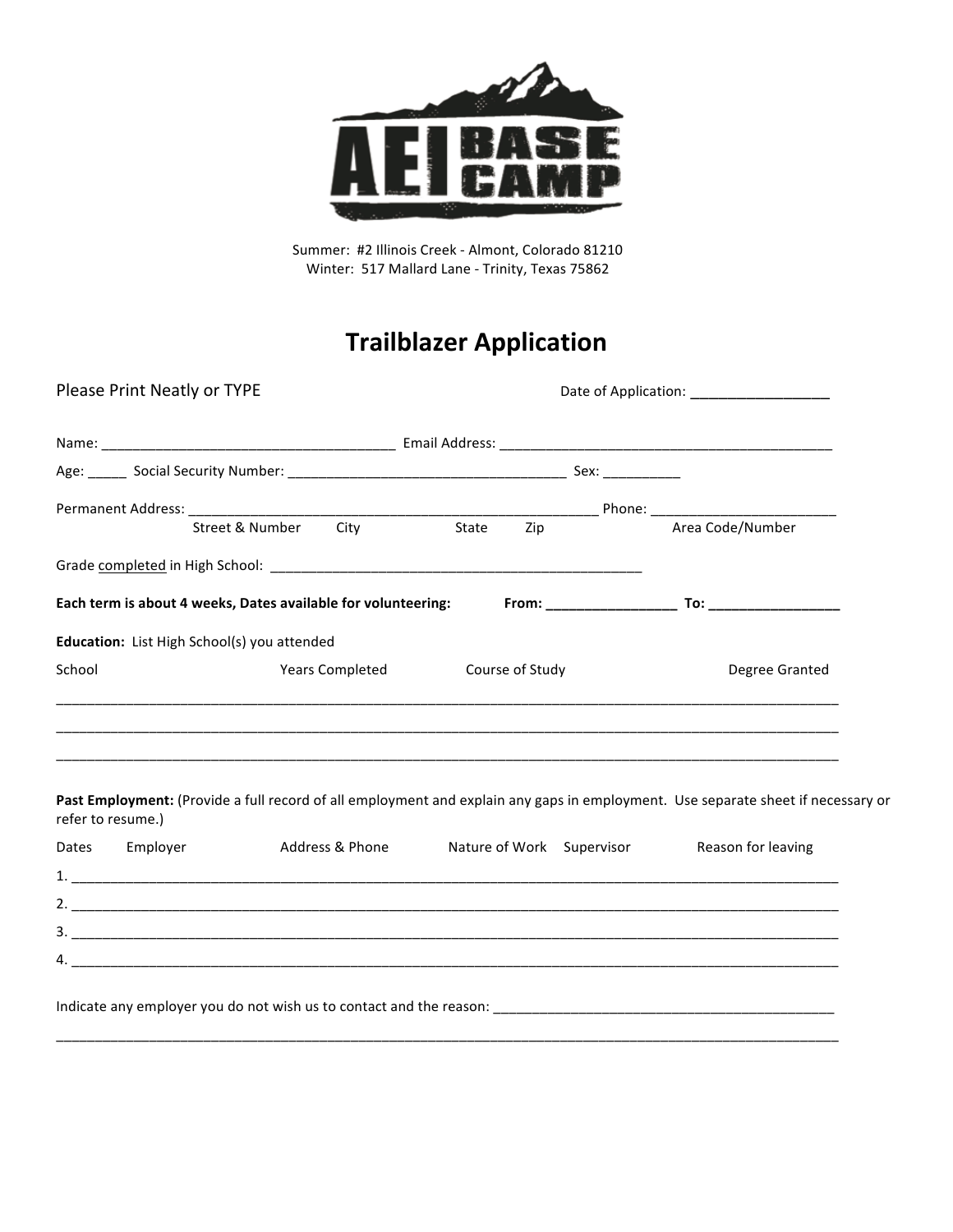AEI BASE CAMP

Summer: #2 Illinois Creek - Almont, Colorado 81210
Winter: 517 Mallard Lane - Trinity, Texas 75862

# Trailblazer Application

Please Print Neatly or TYPE

Date of Application: _________________

Name: _____________________________________ Email Address: ___________________________________________

Age: _____ Social Security Number: ___________________________________ Sex: __________

Permanent Address: _____________________________________________________ Phone: ________________________
Street & Number City State Zip Area Code/Number

Grade completed in High School: ________________________________________________

**Each term is about 4 weeks, Dates available for volunteering: From: _________________ To: _________________**

**Education:** List High School(s) you attended

| School | Years Completed | Course of Study | Degree Granted |
|---|---|---|---|
| | | | |
| | | | |
| | | | |

**Past Employment:** (Provide a full record of all employment and explain any gaps in employment. Use separate sheet if necessary or refer to resume.)

| | Dates | Employer | Address & Phone | Nature of Work | Supervisor | Reason for leaving |
|---|---|---|---|---|---|---|
| 1. | | | | | | |
| 2. | | | | | | |
| 3. | | | | | | |
| 4. | | | | | | |

Indicate any employer you do not wish us to contact and the reason: ______________________________________________

________________________________________________________________________________________________________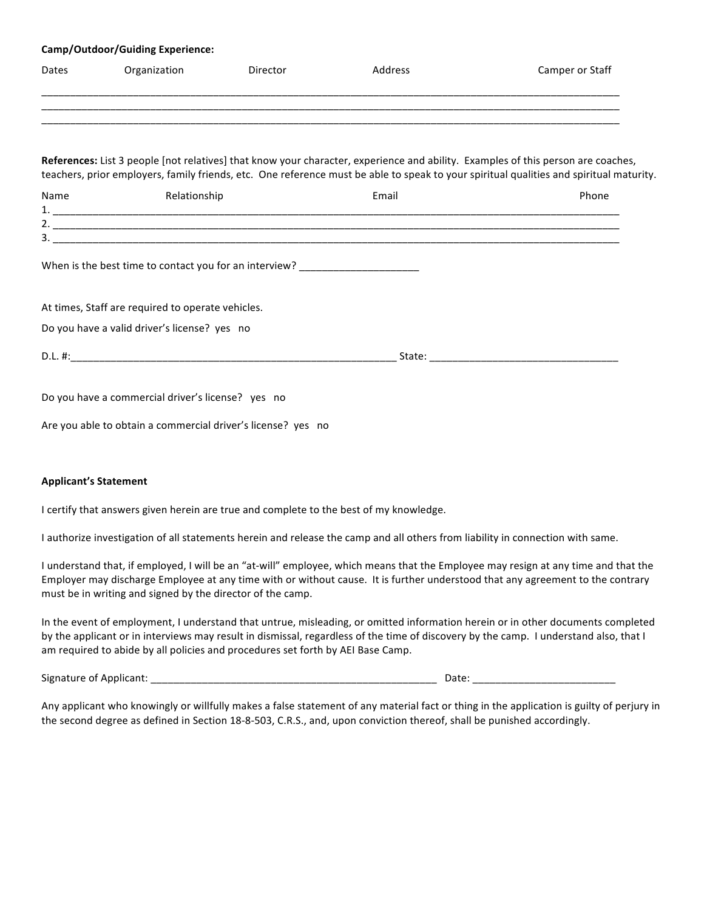**Camp/Outdoor/Guiding Experience:**

| Dates | Organization | Director | Address | Camper or Staff |
|---|---|---|---|---|
| | | | | |
| | | | | |
| | | | | |

**References:** List 3 people [not relatives] that know your character, experience and ability. Examples of this person are coaches, teachers, prior employers, family friends, etc. One reference must be able to speak to your spiritual qualities and spiritual maturity.

| | Name | Relationship | Email | Phone |
|---|---|---|---|---|
| 1. | | | | |
| 2. | | | | |
| 3. | | | | |

When is the best time to contact you for an interview? ____________________

At times, Staff are required to operate vehicles.

Do you have a valid driver's license? yes no

D.L. #:_______________________________________________________ State: ________________________________

Do you have a commercial driver's license? yes no

Are you able to obtain a commercial driver's license? yes no

**Applicant's Statement**

I certify that answers given herein are true and complete to the best of my knowledge.

I authorize investigation of all statements herein and release the camp and all others from liability in connection with same.

I understand that, if employed, I will be an "at-will" employee, which means that the Employee may resign at any time and that the Employer may discharge Employee at any time with or without cause. It is further understood that any agreement to the contrary must be in writing and signed by the director of the camp.

In the event of employment, I understand that untrue, misleading, or omitted information herein or in other documents completed by the applicant or in interviews may result in dismissal, regardless of the time of discovery by the camp. I understand also, that I am required to abide by all policies and procedures set forth by AEI Base Camp.

Signature of Applicant: ___________________________________________________ Date: _________________________

Any applicant who knowingly or willfully makes a false statement of any material fact or thing in the application is guilty of perjury in the second degree as defined in Section 18-8-503, C.R.S., and, upon conviction thereof, shall be punished accordingly.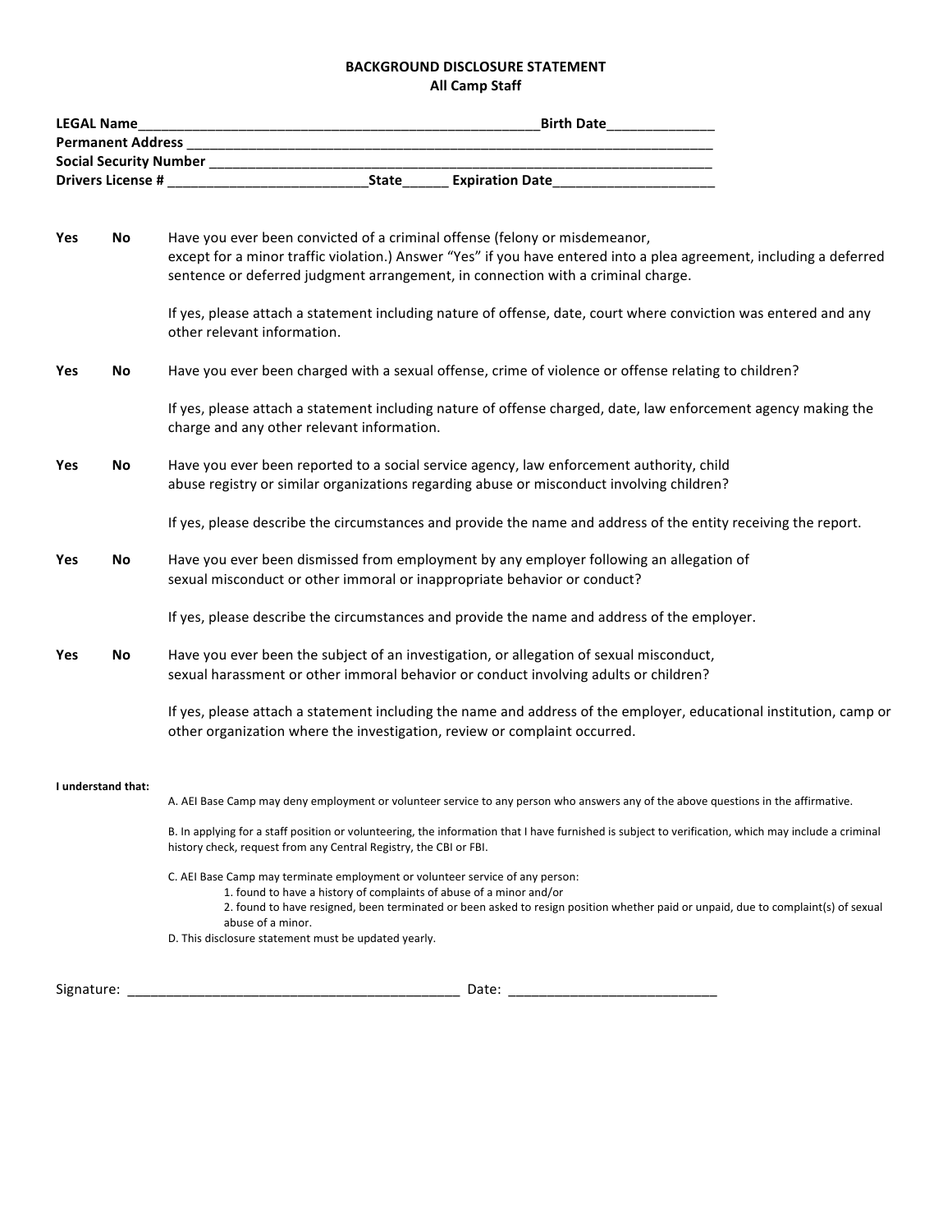**BACKGROUND DISCLOSURE STATEMENT**
**All Camp Staff**

**LEGAL Name**\_\_\_\_\_\_\_\_\_\_\_\_\_\_\_\_\_\_\_\_\_\_\_\_\_\_\_\_\_\_\_\_\_\_\_\_\_\_\_\_\_\_\_\_\_\_\_\_\_\_\_\_\_\_**Birth Date**\_\_\_\_\_\_\_\_\_\_\_\_\_\_
**Permanent Address** \_\_\_\_\_\_\_\_\_\_\_\_\_\_\_\_\_\_\_\_\_\_\_\_\_\_\_\_\_\_\_\_\_\_\_\_\_\_\_\_\_\_\_\_\_\_\_\_\_\_\_\_\_\_\_\_\_\_\_\_\_\_\_\_\_\_\_\_\_\_
**Social Security Number** \_\_\_\_\_\_\_\_\_\_\_\_\_\_\_\_\_\_\_\_\_\_\_\_\_\_\_\_\_\_\_\_\_\_\_\_\_\_\_\_\_\_\_\_\_\_\_\_\_\_\_\_\_\_\_\_\_\_\_\_\_\_\_\_\_\_\_
**Drivers License #** \_\_\_\_\_\_\_\_\_\_\_\_\_\_\_\_\_\_\_\_\_\_\_\_\_\_\_**State**\_\_\_\_\_\_ **Expiration Date**\_\_\_\_\_\_\_\_\_\_\_\_\_\_\_\_\_\_\_\_\_\_

**Yes** **No** Have you ever been convicted of a criminal offense (felony or misdemeanor, except for a minor traffic violation.) Answer "Yes" if you have entered into a plea agreement, including a deferred sentence or deferred judgment arrangement, in connection with a criminal charge.

If yes, please attach a statement including nature of offense, date, court where conviction was entered and any other relevant information.

**Yes** **No** Have you ever been charged with a sexual offense, crime of violence or offense relating to children?

If yes, please attach a statement including nature of offense charged, date, law enforcement agency making the charge and any other relevant information.

**Yes** **No** Have you ever been reported to a social service agency, law enforcement authority, child abuse registry or similar organizations regarding abuse or misconduct involving children?

If yes, please describe the circumstances and provide the name and address of the entity receiving the report.

**Yes** **No** Have you ever been dismissed from employment by any employer following an allegation of sexual misconduct or other immoral or inappropriate behavior or conduct?

If yes, please describe the circumstances and provide the name and address of the employer.

**Yes** **No** Have you ever been the subject of an investigation, or allegation of sexual misconduct, sexual harassment or other immoral behavior or conduct involving adults or children?

If yes, please attach a statement including the name and address of the employer, educational institution, camp or other organization where the investigation, review or complaint occurred.

**I understand that:**

A. AEI Base Camp may deny employment or volunteer service to any person who answers any of the above questions in the affirmative.

B. In applying for a staff position or volunteering, the information that I have furnished is subject to verification, which may include a criminal history check, request from any Central Registry, the CBI or FBI.

C. AEI Base Camp may terminate employment or volunteer service of any person:
1. found to have a history of complaints of abuse of a minor and/or
2. found to have resigned, been terminated or been asked to resign position whether paid or unpaid, due to complaint(s) of sexual abuse of a minor.

D. This disclosure statement must be updated yearly.

Signature: \_\_\_\_\_\_\_\_\_\_\_\_\_\_\_\_\_\_\_\_\_\_\_\_\_\_\_\_\_\_\_\_\_\_\_\_\_\_\_\_\_\_\_\_\_ Date: \_\_\_\_\_\_\_\_\_\_\_\_\_\_\_\_\_\_\_\_\_\_\_\_\_\_\_\_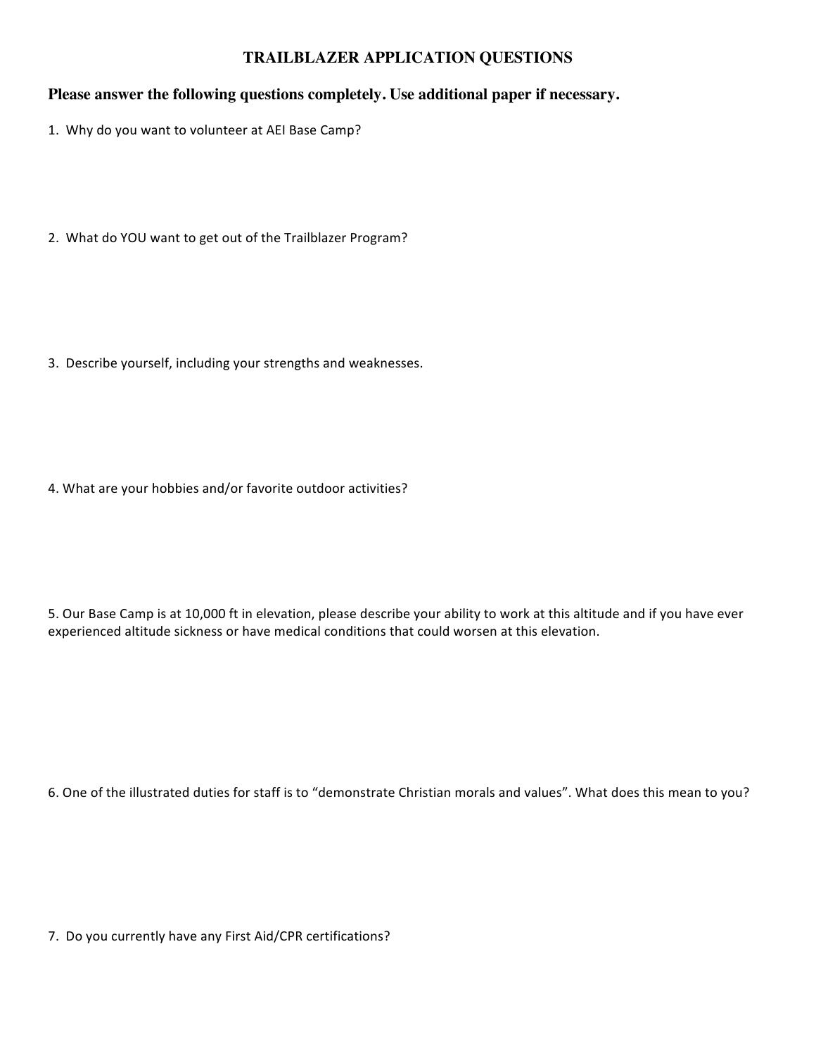# TRAILBLAZER APPLICATION QUESTIONS

**Please answer the following questions completely. Use additional paper if necessary.**

1. Why do you want to volunteer at AEI Base Camp?

2. What do YOU want to get out of the Trailblazer Program?

3. Describe yourself, including your strengths and weaknesses.

4. What are your hobbies and/or favorite outdoor activities?

5. Our Base Camp is at 10,000 ft in elevation, please describe your ability to work at this altitude and if you have ever experienced altitude sickness or have medical conditions that could worsen at this elevation.

6. One of the illustrated duties for staff is to "demonstrate Christian morals and values". What does this mean to you?

7. Do you currently have any First Aid/CPR certifications?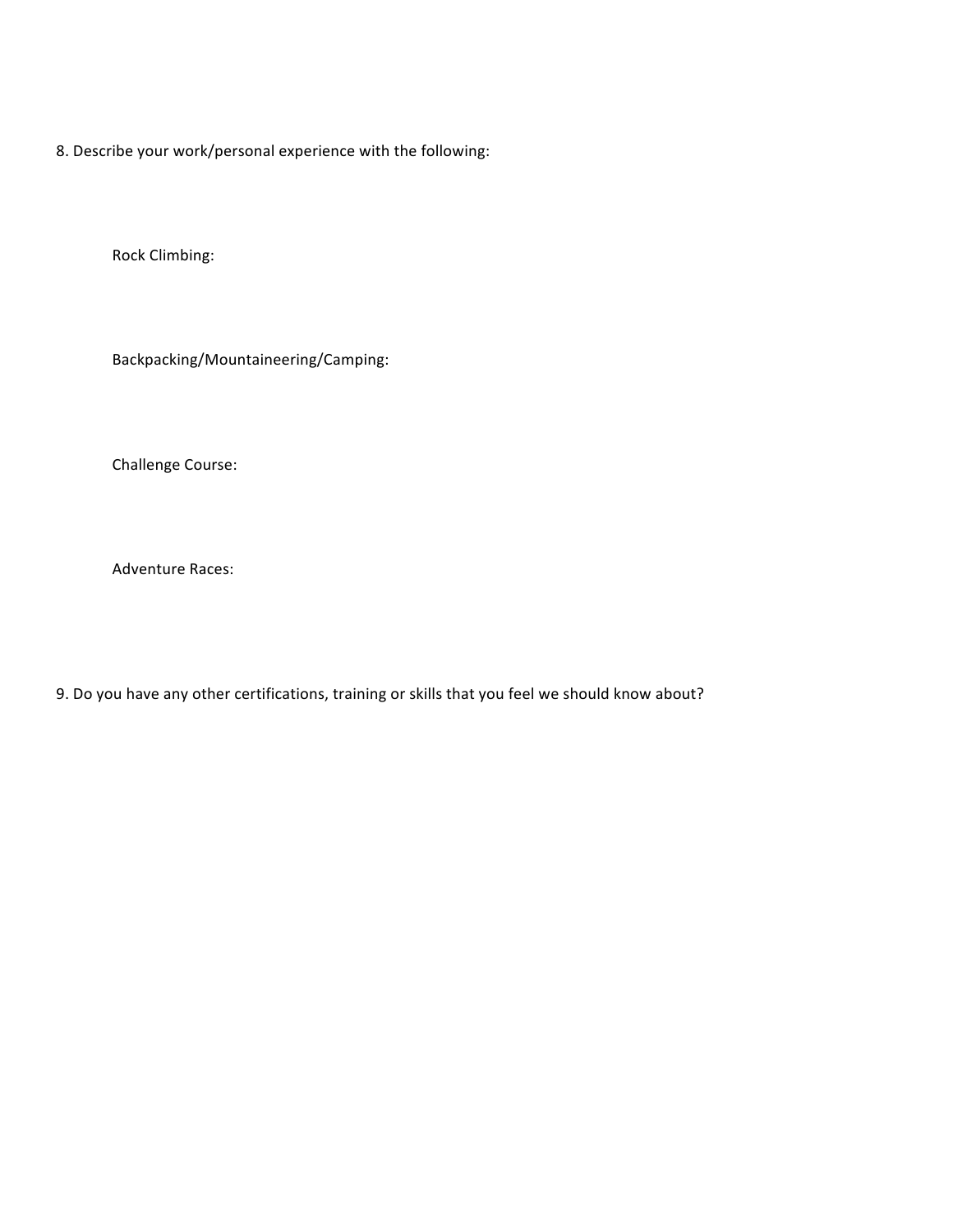8. Describe your work/personal experience with the following:

Rock Climbing:

Backpacking/Mountaineering/Camping:

Challenge Course:

Adventure Races:

9. Do you have any other certifications, training or skills that you feel we should know about?